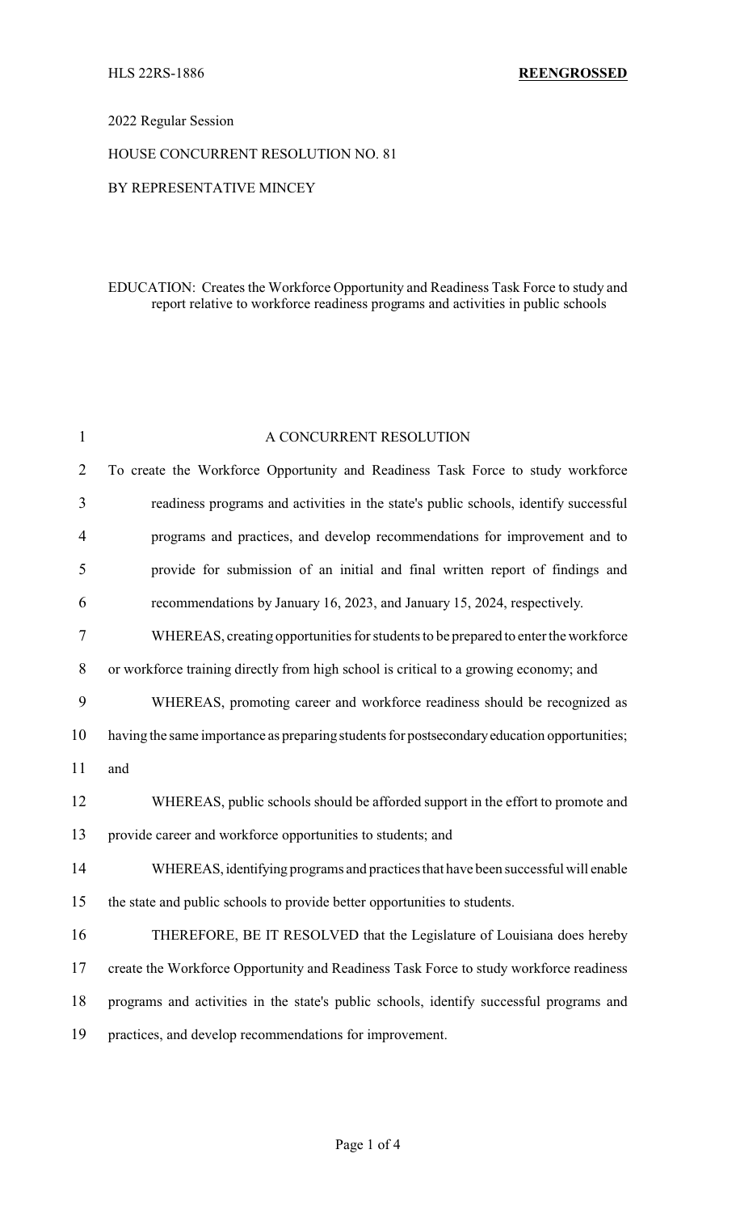HLS 22RS-1886 **REENGROSSED**

2022 Regular Session

HOUSE CONCURRENT RESOLUTION NO. 81

BY REPRESENTATIVE MINCEY

EDUCATION: Creates the Workforce Opportunity and Readiness Task Force to study and report relative to workforce readiness programs and activities in public schools

A CONCURRENT RESOLUTION

To create the Workforce Opportunity and Readiness Task Force to study workforce readiness programs and activities in the state's public schools, identify successful programs and practices, and develop recommendations for improvement and to provide for submission of an initial and final written report of findings and recommendations by January 16, 2023, and January 15, 2024, respectively.

WHEREAS, creating opportunities for students to be prepared to enter the workforce or workforce training directly from high school is critical to a growing economy; and

WHEREAS, promoting career and workforce readiness should be recognized as having the same importance as preparing students for postsecondary education opportunities; and

WHEREAS, public schools should be afforded support in the effort to promote and provide career and workforce opportunities to students; and

WHEREAS, identifying programs and practices that have been successful will enable the state and public schools to provide better opportunities to students.

THEREFORE, BE IT RESOLVED that the Legislature of Louisiana does hereby create the Workforce Opportunity and Readiness Task Force to study workforce readiness programs and activities in the state's public schools, identify successful programs and practices, and develop recommendations for improvement.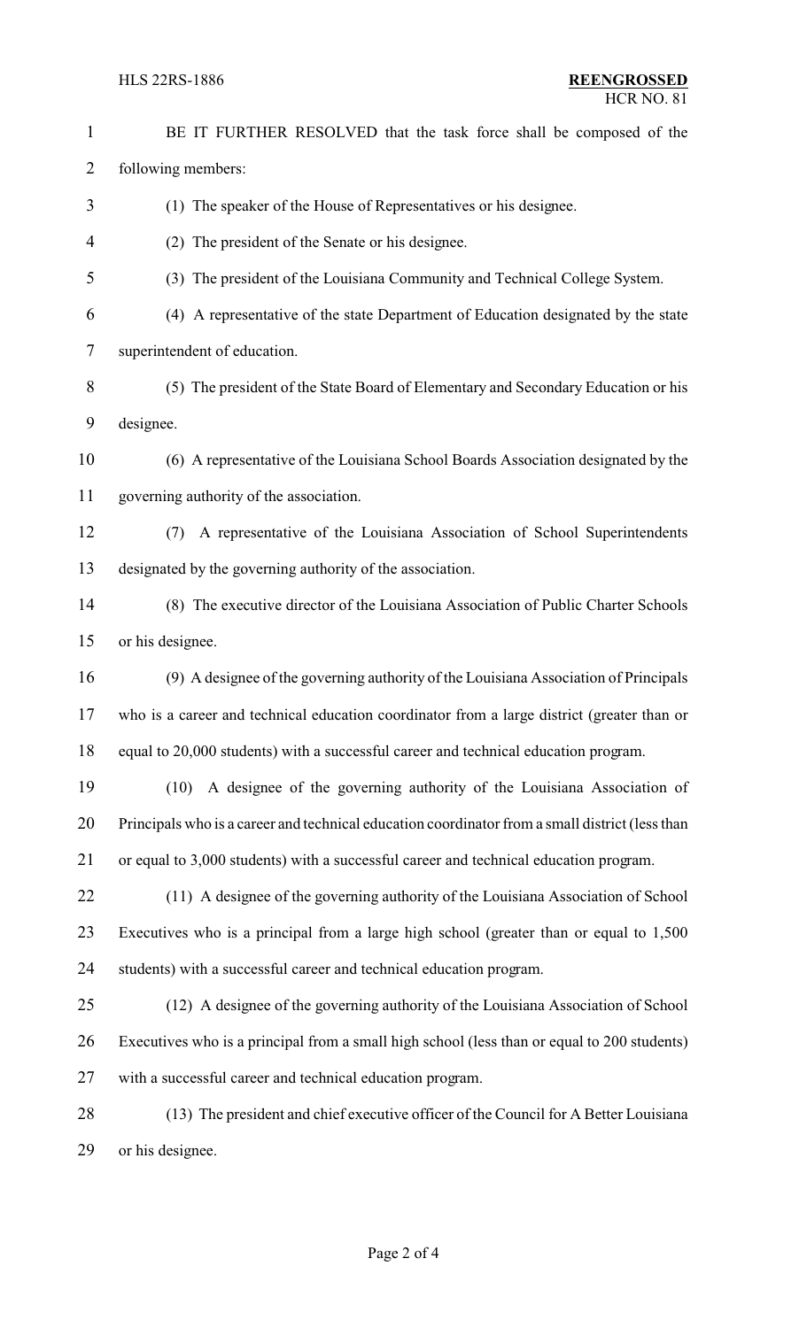BE IT FURTHER RESOLVED that the task force shall be composed of the following members:

(1) The speaker of the House of Representatives or his designee.

(2) The president of the Senate or his designee.

(3) The president of the Louisiana Community and Technical College System.

(4) A representative of the state Department of Education designated by the state superintendent of education.

(5) The president of the State Board of Elementary and Secondary Education or his designee.

(6) A representative of the Louisiana School Boards Association designated by the governing authority of the association.

(7) A representative of the Louisiana Association of School Superintendents designated by the governing authority of the association.

(8) The executive director of the Louisiana Association of Public Charter Schools or his designee.

(9) A designee of the governing authority of the Louisiana Association of Principals who is a career and technical education coordinator from a large district (greater than or equal to 20,000 students) with a successful career and technical education program.

(10) A designee of the governing authority of the Louisiana Association of Principals who is a career and technical education coordinator from a small district (less than or equal to 3,000 students) with a successful career and technical education program.

(11) A designee of the governing authority of the Louisiana Association of School Executives who is a principal from a large high school (greater than or equal to 1,500 students) with a successful career and technical education program.

(12) A designee of the governing authority of the Louisiana Association of School Executives who is a principal from a small high school (less than or equal to 200 students) with a successful career and technical education program.

(13) The president and chief executive officer of the Council for A Better Louisiana or his designee.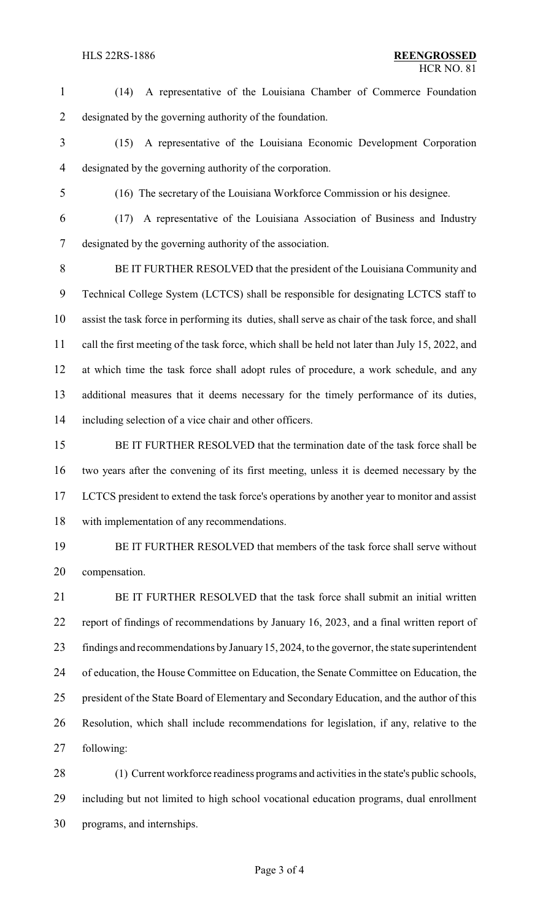(14) A representative of the Louisiana Chamber of Commerce Foundation designated by the governing authority of the foundation.

(15) A representative of the Louisiana Economic Development Corporation designated by the governing authority of the corporation.

(16) The secretary of the Louisiana Workforce Commission or his designee.

(17) A representative of the Louisiana Association of Business and Industry designated by the governing authority of the association.

BE IT FURTHER RESOLVED that the president of the Louisiana Community and Technical College System (LCTCS) shall be responsible for designating LCTCS staff to assist the task force in performing its duties, shall serve as chair of the task force, and shall call the first meeting of the task force, which shall be held not later than July 15, 2022, and at which time the task force shall adopt rules of procedure, a work schedule, and any additional measures that it deems necessary for the timely performance of its duties, including selection of a vice chair and other officers.

BE IT FURTHER RESOLVED that the termination date of the task force shall be two years after the convening of its first meeting, unless it is deemed necessary by the LCTCS president to extend the task force's operations by another year to monitor and assist with implementation of any recommendations.

BE IT FURTHER RESOLVED that members of the task force shall serve without compensation.

BE IT FURTHER RESOLVED that the task force shall submit an initial written report of findings of recommendations by January 16, 2023, and a final written report of findings and recommendations by January 15, 2024, to the governor, the state superintendent of education, the House Committee on Education, the Senate Committee on Education, the president of the State Board of Elementary and Secondary Education, and the author of this Resolution, which shall include recommendations for legislation, if any, relative to the following:

(1) Current workforce readiness programs and activities in the state's public schools, including but not limited to high school vocational education programs, dual enrollment programs, and internships.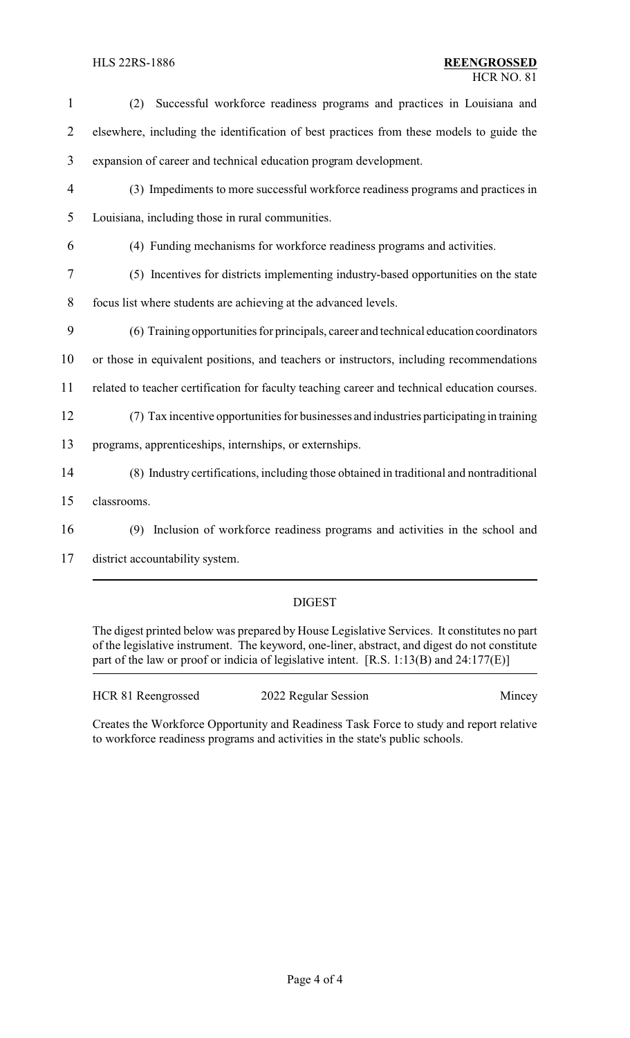(2) Successful workforce readiness programs and practices in Louisiana and elsewhere, including the identification of best practices from these models to guide the expansion of career and technical education program development.

(3) Impediments to more successful workforce readiness programs and practices in Louisiana, including those in rural communities.

(4) Funding mechanisms for workforce readiness programs and activities.

(5) Incentives for districts implementing industry-based opportunities on the state focus list where students are achieving at the advanced levels.

(6) Training opportunities for principals, career and technical education coordinators or those in equivalent positions, and teachers or instructors, including recommendations related to teacher certification for faculty teaching career and technical education courses.

(7) Tax incentive opportunities for businesses and industries participating in training programs, apprenticeships, internships, or externships.

(8) Industry certifications, including those obtained in traditional and nontraditional classrooms.

(9) Inclusion of workforce readiness programs and activities in the school and district accountability system.

## DIGEST

The digest printed below was prepared by House Legislative Services. It constitutes no part of the legislative instrument. The keyword, one-liner, abstract, and digest do not constitute part of the law or proof or indicia of legislative intent. [R.S. 1:13(B) and 24:177(E)]

HCR 81 Reengrossed 2022 Regular Session Mincey

Creates the Workforce Opportunity and Readiness Task Force to study and report relative to workforce readiness programs and activities in the state's public schools.